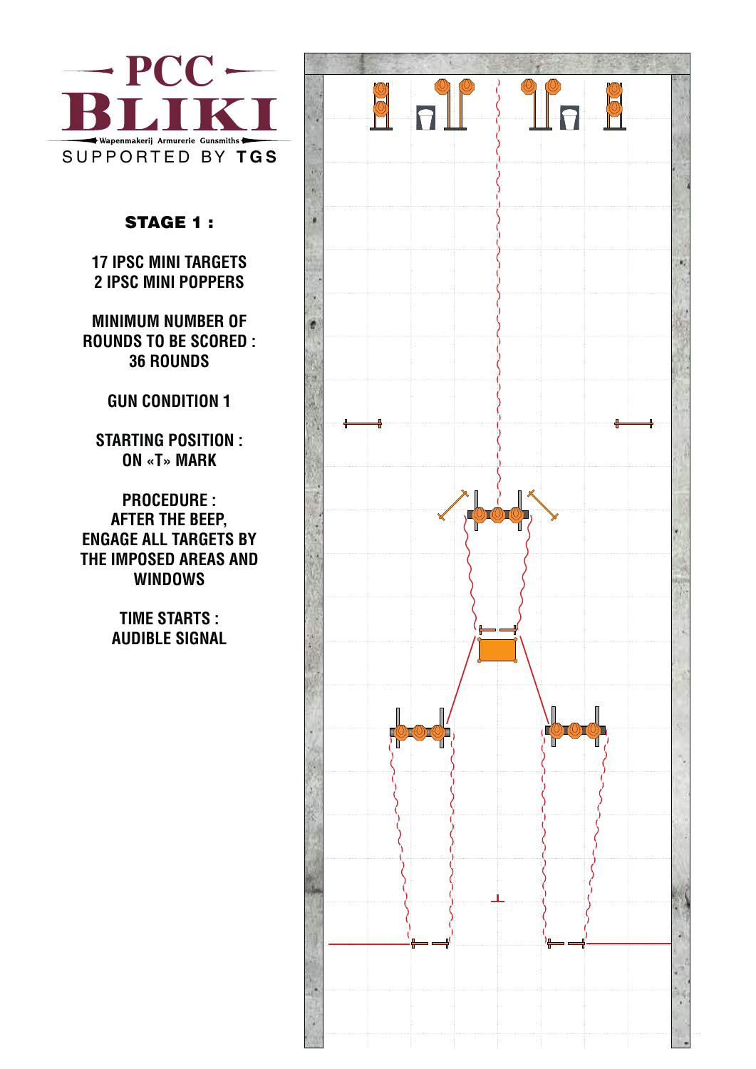# PCC BLIKI

Wapenmakerij Armurerie Gunsmiths

SUPPORTED BY **TGS**

## STAGE 1 :

17 IPSC MINI TARGETS
2 IPSC MINI POPPERS

MINIMUM NUMBER OF ROUNDS TO BE SCORED :
36 ROUNDS

GUN CONDITION 1

STARTING POSITION :
ON «T» MARK

PROCEDURE :
AFTER THE BEEP, ENGAGE ALL TARGETS BY THE IMPOSED AREAS AND WINDOWS

TIME STARTS :
AUDIBLE SIGNAL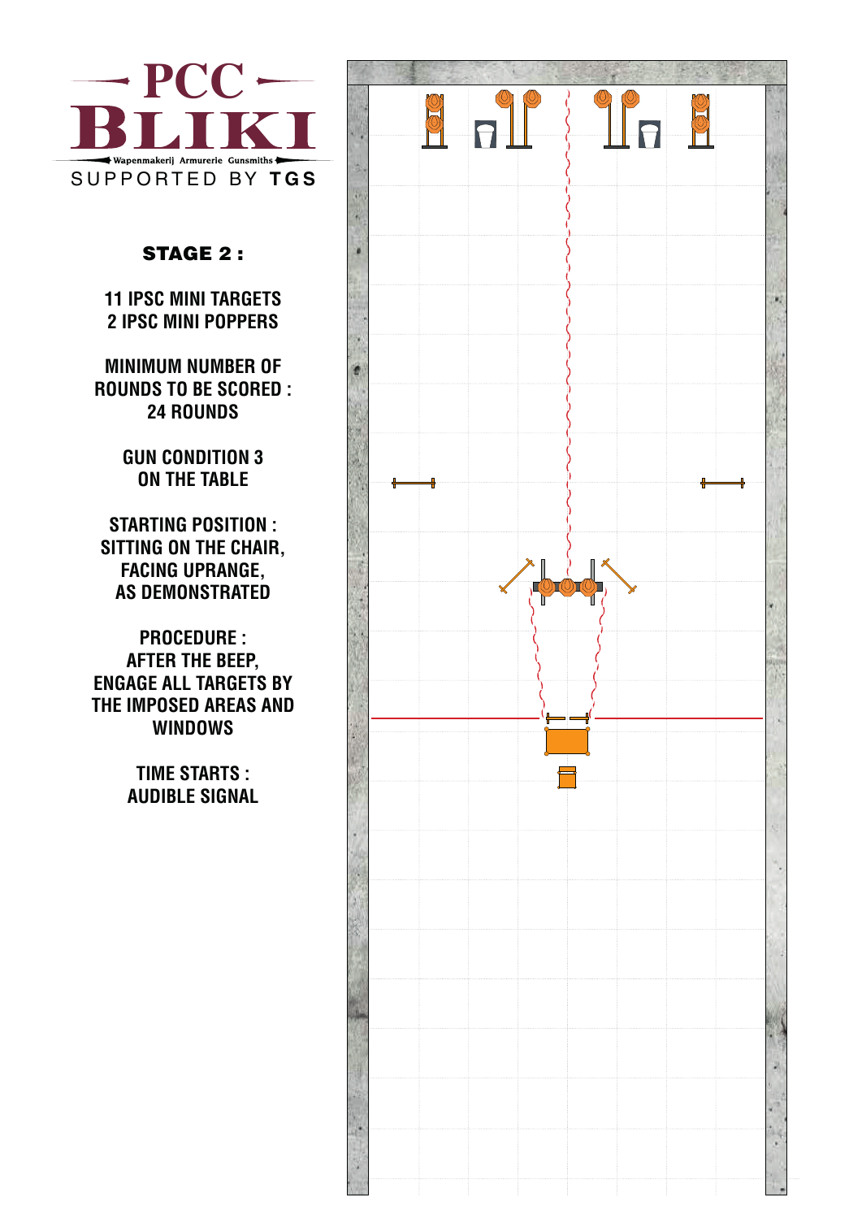# PCC BLIKI

Wapenmakerij Armurerie Gunsmiths

SUPPORTED BY **TGS**

## STAGE 2 :

11 IPSC MINI TARGETS
2 IPSC MINI POPPERS

MINIMUM NUMBER OF ROUNDS TO BE SCORED :
24 ROUNDS

GUN CONDITION 3
ON THE TABLE

STARTING POSITION :
SITTING ON THE CHAIR, FACING UPRANGE, AS DEMONSTRATED

PROCEDURE :
AFTER THE BEEP, ENGAGE ALL TARGETS BY THE IMPOSED AREAS AND WINDOWS

TIME STARTS :
AUDIBLE SIGNAL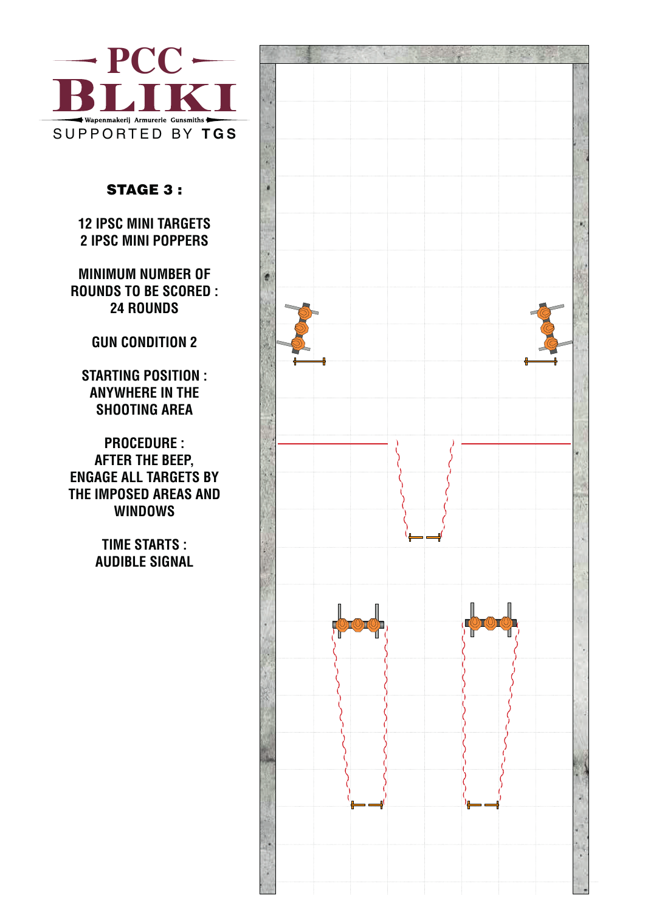# PCC BLIKI

Wapenmakerij Armurerie Gunsmiths

SUPPORTED BY **TGS**

## STAGE 3 :

**12 IPSC MINI TARGETS**
**2 IPSC MINI POPPERS**

**MINIMUM NUMBER OF ROUNDS TO BE SCORED : 24 ROUNDS**

**GUN CONDITION 2**

**STARTING POSITION : ANYWHERE IN THE SHOOTING AREA**

**PROCEDURE : AFTER THE BEEP, ENGAGE ALL TARGETS BY THE IMPOSED AREAS AND WINDOWS**

**TIME STARTS : AUDIBLE SIGNAL**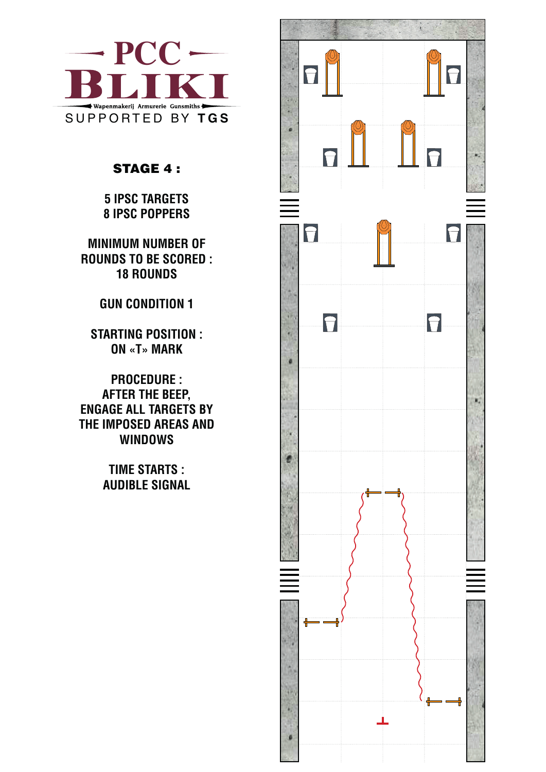# PCC BLIKI

Wapenmakerij Armurerie Gunsmiths

SUPPORTED BY **TGS**

## STAGE 4 :

5 IPSC TARGETS
8 IPSC POPPERS

MINIMUM NUMBER OF ROUNDS TO BE SCORED : 18 ROUNDS

GUN CONDITION 1

STARTING POSITION : ON «T» MARK

PROCEDURE : AFTER THE BEEP, ENGAGE ALL TARGETS BY THE IMPOSED AREAS AND WINDOWS

TIME STARTS : AUDIBLE SIGNAL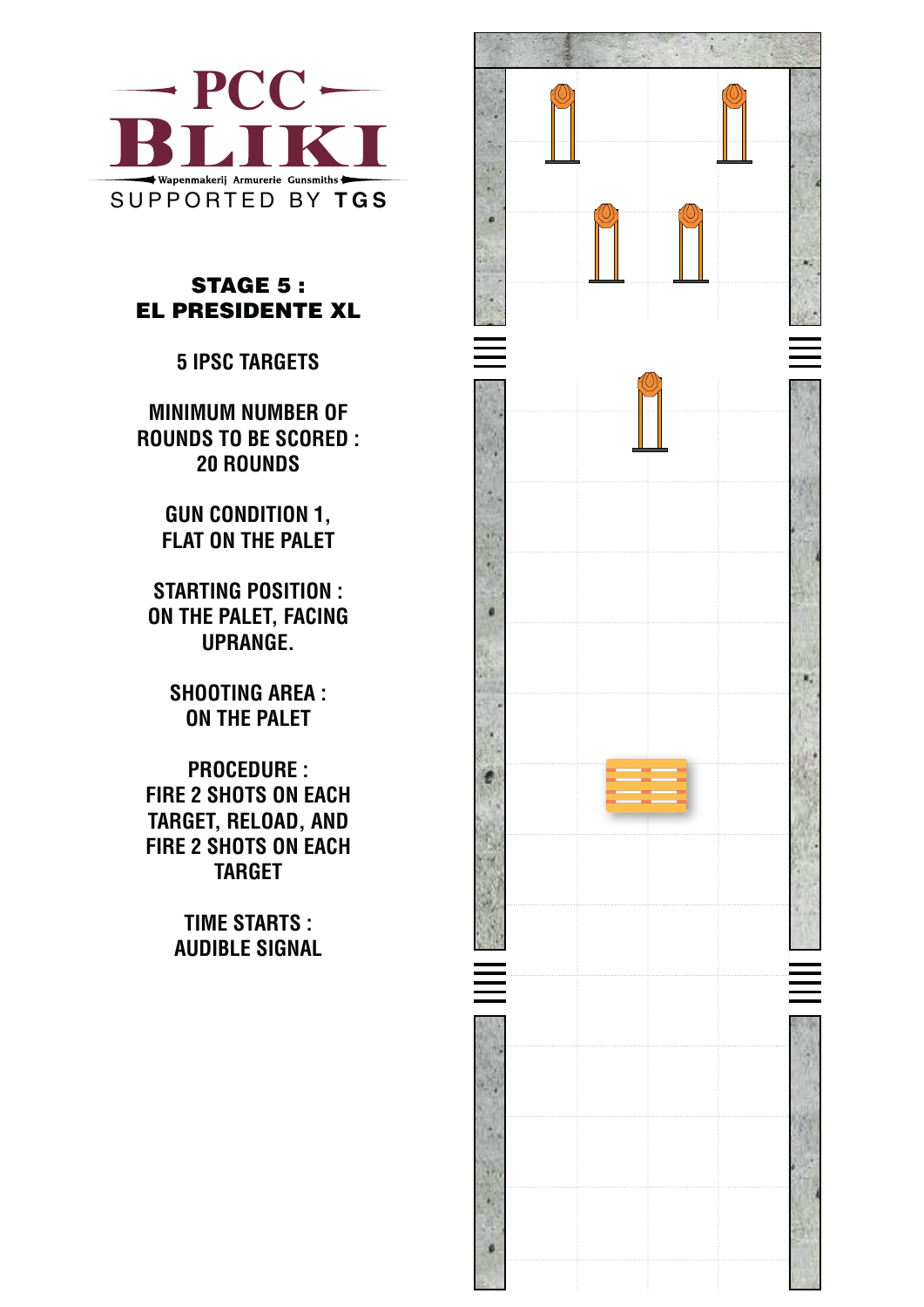# PCC BLIKI

Wapenmakerij Armurerie Gunsmiths

SUPPORTED BY **TGS**

## STAGE 5 : EL PRESIDENTE XL

**5 IPSC TARGETS**

**MINIMUM NUMBER OF ROUNDS TO BE SCORED : 20 ROUNDS**

**GUN CONDITION 1, FLAT ON THE PALET**

**STARTING POSITION : ON THE PALET, FACING UPRANGE.**

**SHOOTING AREA : ON THE PALET**

**PROCEDURE : FIRE 2 SHOTS ON EACH TARGET, RELOAD, AND FIRE 2 SHOTS ON EACH TARGET**

**TIME STARTS : AUDIBLE SIGNAL**